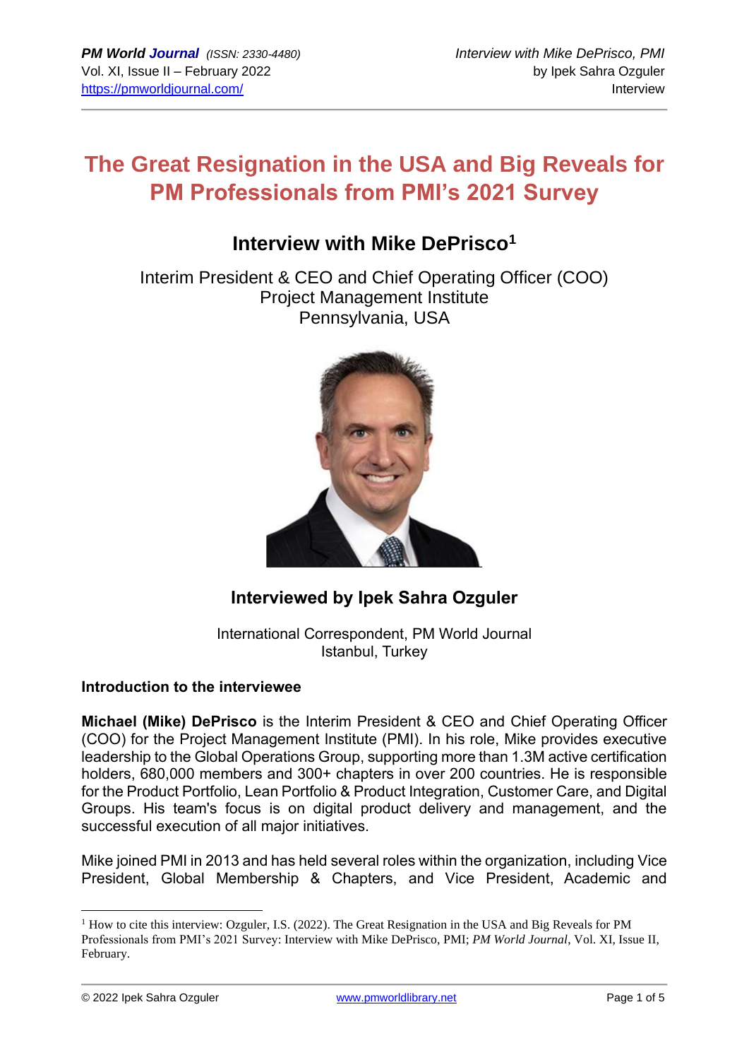# The Great Resignation in the USA and Big Reveals for PM Professionals from PMI's 2021 Survey

## Interview with Mike DePrisco[1]

Interim President & CEO and Chief Operating Officer (COO)
Project Management Institute
Pennsylvania, USA

## Interviewed by Ipek Sahra Ozguler

International Correspondent, PM World Journal
Istanbul, Turkey

**Introduction to the interviewee**

**Michael (Mike) DePrisco** is the Interim President & CEO and Chief Operating Officer (COO) for the Project Management Institute (PMI). In his role, Mike provides executive leadership to the Global Operations Group, supporting more than 1.3M active certification holders, 680,000 members and 300+ chapters in over 200 countries. He is responsible for the Product Portfolio, Lean Portfolio & Product Integration, Customer Care, and Digital Groups. His team's focus is on digital product delivery and management, and the successful execution of all major initiatives.

Mike joined PMI in 2013 and has held several roles within the organization, including Vice President, Global Membership & Chapters, and Vice President, Academic and

---

[1] How to cite this interview: Ozguler, I.S. (2022). The Great Resignation in the USA and Big Reveals for PM Professionals from PMI's 2021 Survey: Interview with Mike DePrisco, PMI; *PM World Journal*, Vol. XI, Issue II, February.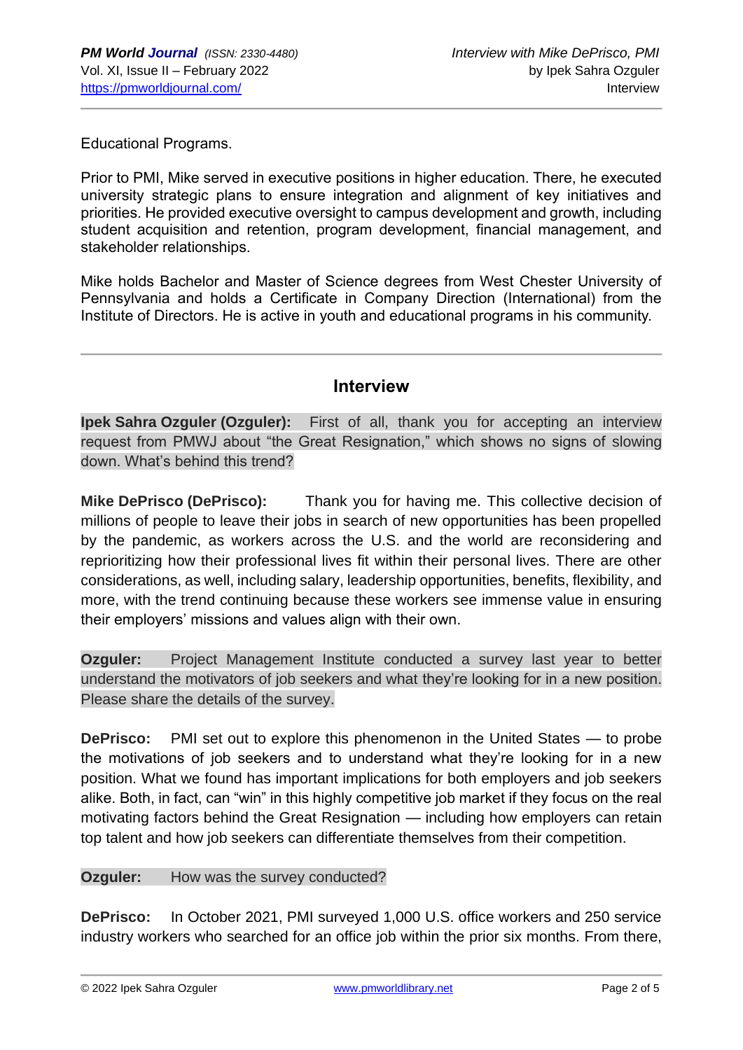Educational Programs.

Prior to PMI, Mike served in executive positions in higher education. There, he executed university strategic plans to ensure integration and alignment of key initiatives and priorities. He provided executive oversight to campus development and growth, including student acquisition and retention, program development, financial management, and stakeholder relationships.

Mike holds Bachelor and Master of Science degrees from West Chester University of Pennsylvania and holds a Certificate in Company Direction (International) from the Institute of Directors. He is active in youth and educational programs in his community.

---

## Interview

**Ipek Sahra Ozguler (Ozguler):** First of all, thank you for accepting an interview request from PMWJ about "the Great Resignation," which shows no signs of slowing down. What's behind this trend?

**Mike DePrisco (DePrisco):** Thank you for having me. This collective decision of millions of people to leave their jobs in search of new opportunities has been propelled by the pandemic, as workers across the U.S. and the world are reconsidering and reprioritizing how their professional lives fit within their personal lives. There are other considerations, as well, including salary, leadership opportunities, benefits, flexibility, and more, with the trend continuing because these workers see immense value in ensuring their employers' missions and values align with their own.

**Ozguler:** Project Management Institute conducted a survey last year to better understand the motivators of job seekers and what they're looking for in a new position. Please share the details of the survey.

**DePrisco:** PMI set out to explore this phenomenon in the United States — to probe the motivations of job seekers and to understand what they're looking for in a new position. What we found has important implications for both employers and job seekers alike. Both, in fact, can "win" in this highly competitive job market if they focus on the real motivating factors behind the Great Resignation — including how employers can retain top talent and how job seekers can differentiate themselves from their competition.

**Ozguler:** How was the survey conducted?

**DePrisco:** In October 2021, PMI surveyed 1,000 U.S. office workers and 250 service industry workers who searched for an office job within the prior six months. From there,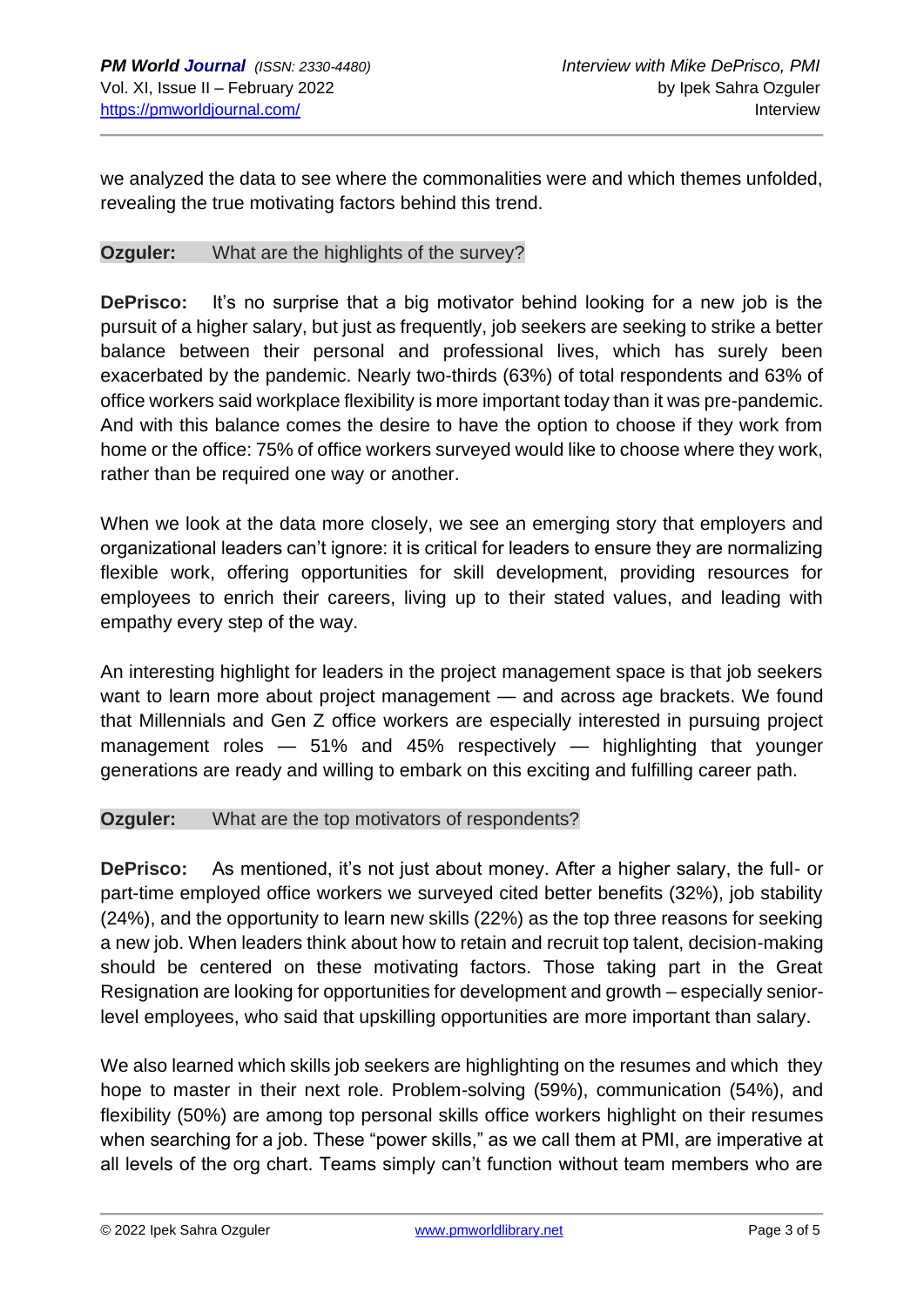we analyzed the data to see where the commonalities were and which themes unfolded, revealing the true motivating factors behind this trend.

**Ozguler:** What are the highlights of the survey?

**DePrisco:** It's no surprise that a big motivator behind looking for a new job is the pursuit of a higher salary, but just as frequently, job seekers are seeking to strike a better balance between their personal and professional lives, which has surely been exacerbated by the pandemic. Nearly two-thirds (63%) of total respondents and 63% of office workers said workplace flexibility is more important today than it was pre-pandemic. And with this balance comes the desire to have the option to choose if they work from home or the office: 75% of office workers surveyed would like to choose where they work, rather than be required one way or another.

When we look at the data more closely, we see an emerging story that employers and organizational leaders can't ignore: it is critical for leaders to ensure they are normalizing flexible work, offering opportunities for skill development, providing resources for employees to enrich their careers, living up to their stated values, and leading with empathy every step of the way.

An interesting highlight for leaders in the project management space is that job seekers want to learn more about project management — and across age brackets. We found that Millennials and Gen Z office workers are especially interested in pursuing project management roles — 51% and 45% respectively — highlighting that younger generations are ready and willing to embark on this exciting and fulfilling career path.

**Ozguler:** What are the top motivators of respondents?

**DePrisco:** As mentioned, it's not just about money. After a higher salary, the full- or part-time employed office workers we surveyed cited better benefits (32%), job stability (24%), and the opportunity to learn new skills (22%) as the top three reasons for seeking a new job. When leaders think about how to retain and recruit top talent, decision-making should be centered on these motivating factors. Those taking part in the Great Resignation are looking for opportunities for development and growth – especially senior-level employees, who said that upskilling opportunities are more important than salary.

We also learned which skills job seekers are highlighting on the resumes and which they hope to master in their next role. Problem-solving (59%), communication (54%), and flexibility (50%) are among top personal skills office workers highlight on their resumes when searching for a job. These "power skills," as we call them at PMI, are imperative at all levels of the org chart. Teams simply can't function without team members who are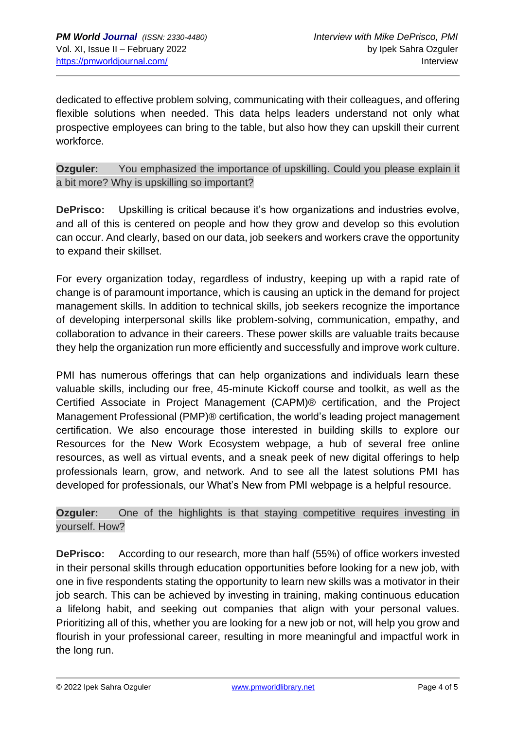dedicated to effective problem solving, communicating with their colleagues, and offering flexible solutions when needed. This data helps leaders understand not only what prospective employees can bring to the table, but also how they can upskill their current workforce.

**Ozguler:** You emphasized the importance of upskilling. Could you please explain it a bit more? Why is upskilling so important?

**DePrisco:** Upskilling is critical because it's how organizations and industries evolve, and all of this is centered on people and how they grow and develop so this evolution can occur. And clearly, based on our data, job seekers and workers crave the opportunity to expand their skillset.

For every organization today, regardless of industry, keeping up with a rapid rate of change is of paramount importance, which is causing an uptick in the demand for project management skills. In addition to technical skills, job seekers recognize the importance of developing interpersonal skills like problem-solving, communication, empathy, and collaboration to advance in their careers. These power skills are valuable traits because they help the organization run more efficiently and successfully and improve work culture.

PMI has numerous offerings that can help organizations and individuals learn these valuable skills, including our free, 45-minute Kickoff course and toolkit, as well as the Certified Associate in Project Management (CAPM)® certification, and the Project Management Professional (PMP)® certification, the world's leading project management certification. We also encourage those interested in building skills to explore our Resources for the New Work Ecosystem webpage, a hub of several free online resources, as well as virtual events, and a sneak peek of new digital offerings to help professionals learn, grow, and network. And to see all the latest solutions PMI has developed for professionals, our What's New from PMI webpage is a helpful resource.

**Ozguler:** One of the highlights is that staying competitive requires investing in yourself. How?

**DePrisco:** According to our research, more than half (55%) of office workers invested in their personal skills through education opportunities before looking for a new job, with one in five respondents stating the opportunity to learn new skills was a motivator in their job search. This can be achieved by investing in training, making continuous education a lifelong habit, and seeking out companies that align with your personal values. Prioritizing all of this, whether you are looking for a new job or not, will help you grow and flourish in your professional career, resulting in more meaningful and impactful work in the long run.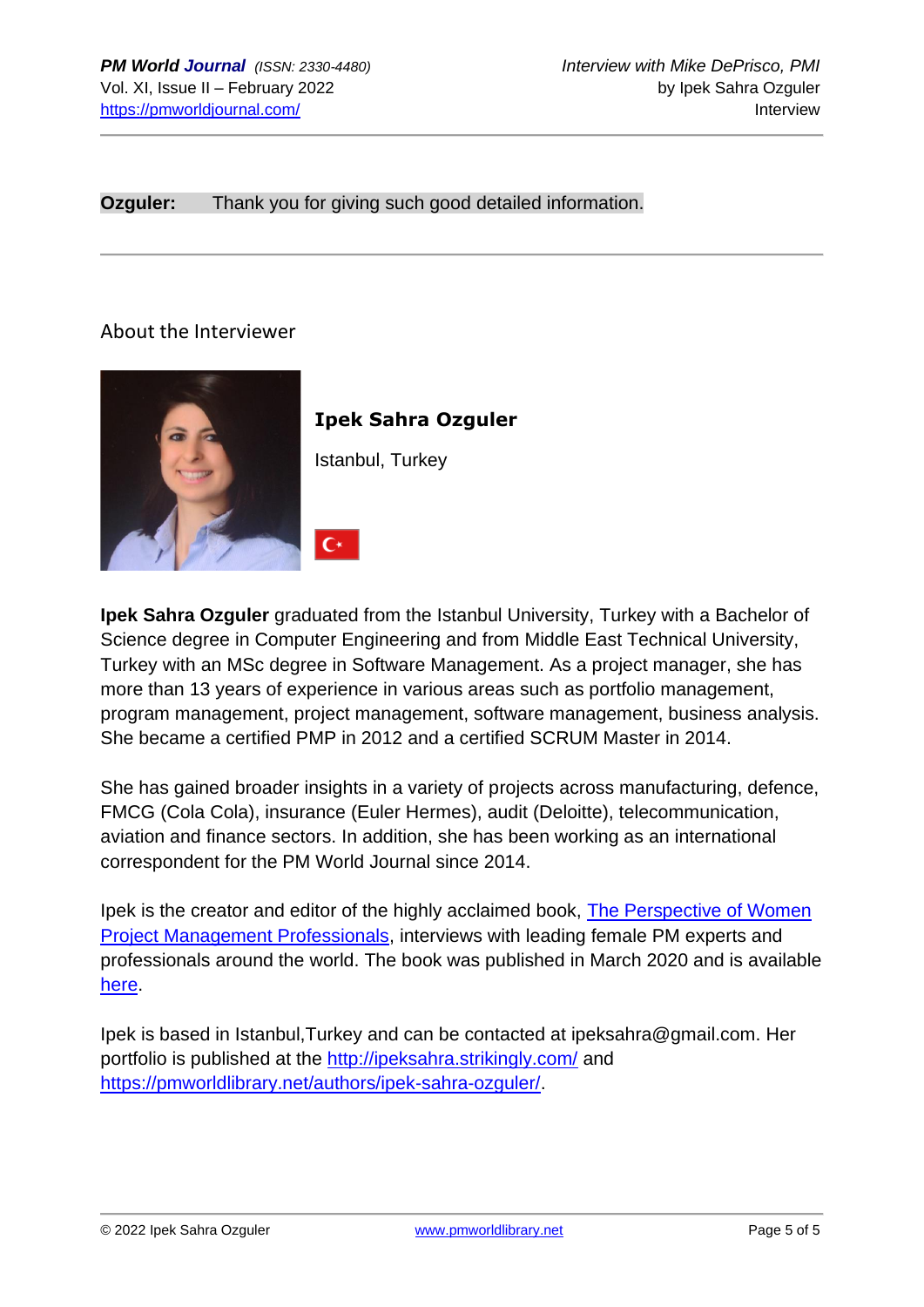**Ozguler:** Thank you for giving such good detailed information.

---

## About the Interviewer

**Ipek Sahra Ozguler**

Istanbul, Turkey

**Ipek Sahra Ozguler** graduated from the Istanbul University, Turkey with a Bachelor of Science degree in Computer Engineering and from Middle East Technical University, Turkey with an MSc degree in Software Management. As a project manager, she has more than 13 years of experience in various areas such as portfolio management, program management, project management, software management, business analysis. She became a certified PMP in 2012 and a certified SCRUM Master in 2014.

She has gained broader insights in a variety of projects across manufacturing, defence, FMCG (Cola Cola), insurance (Euler Hermes), audit (Deloitte), telecommunication, aviation and finance sectors. In addition, she has been working as an international correspondent for the PM World Journal since 2014.

Ipek is the creator and editor of the highly acclaimed book, [The Perspective of Women Project Management Professionals](), interviews with leading female PM experts and professionals around the world. The book was published in March 2020 and is available [here]().

Ipek is based in Istanbul,Turkey and can be contacted at ipeksahra@gmail.com. Her portfolio is published at the http://ipeksahra.strikingly.com/ and https://pmworldlibrary.net/authors/ipek-sahra-ozguler/.